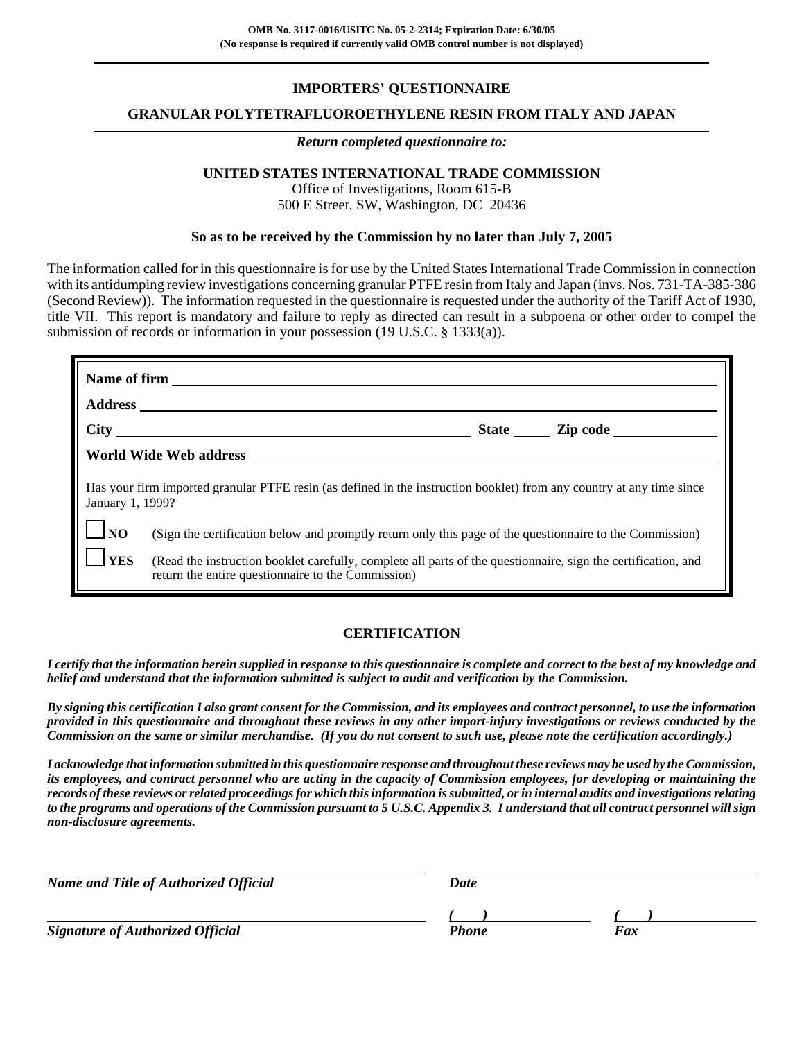**OMB No. 3117-0016/USITC No. 05-2-2314; Expiration Date: 6/30/05**
**(No response is required if currently valid OMB control number is not displayed)**

# IMPORTERS' QUESTIONNAIRE

## GRANULAR POLYTETRAFLUOROETHYLENE RESIN FROM ITALY AND JAPAN

***Return completed questionnaire to:***

**UNITED STATES INTERNATIONAL TRADE COMMISSION**
Office of Investigations, Room 615-B
500 E Street, SW, Washington, DC 20436

**So as to be received by the Commission by no later than July 7, 2005**

The information called for in this questionnaire is for use by the United States International Trade Commission in connection with its antidumping review investigations concerning granular PTFE resin from Italy and Japan (invs. Nos. 731-TA-385-386 (Second Review)). The information requested in the questionnaire is requested under the authority of the Tariff Act of 1930, title VII. This report is mandatory and failure to reply as directed can result in a subpoena or other order to compel the submission of records or information in your possession (19 U.S.C. § 1333(a)).

**Name of firm** ______________________________

**Address** ______________________________

**City** ______________________ **State** ______ **Zip code** ______________

**World Wide Web address** ______________________________

Has your firm imported granular PTFE resin (as defined in the instruction booklet) from any country at any time since January 1, 1999?

☐ **NO** (Sign the certification below and promptly return only this page of the questionnaire to the Commission)

☐ **YES** (Read the instruction booklet carefully, complete all parts of the questionnaire, sign the certification, and return the entire questionnaire to the Commission)

## CERTIFICATION

***I certify that the information herein supplied in response to this questionnaire is complete and correct to the best of my knowledge and belief and understand that the information submitted is subject to audit and verification by the Commission.***

***By signing this certification I also grant consent for the Commission, and its employees and contract personnel, to use the information provided in this questionnaire and throughout these reviews in any other import-injury investigations or reviews conducted by the Commission on the same or similar merchandise. (If you do not consent to such use, please note the certification accordingly.)***

***I acknowledge that information submitted in this questionnaire response and throughout these reviews may be used by the Commission, its employees, and contract personnel who are acting in the capacity of Commission employees, for developing or maintaining the records of these reviews or related proceedings for which this information is submitted, or in internal audits and investigations relating to the programs and operations of the Commission pursuant to 5 U.S.C. Appendix 3. I understand that all contract personnel will sign non-disclosure agreements.***

______________________________ ______________________________
***Name and Title of Authorized Official*** ***Date***

______________________________ ***(   )*** ______________ ***(   )*** ______________
***Signature of Authorized Official*** ***Phone*** ***Fax***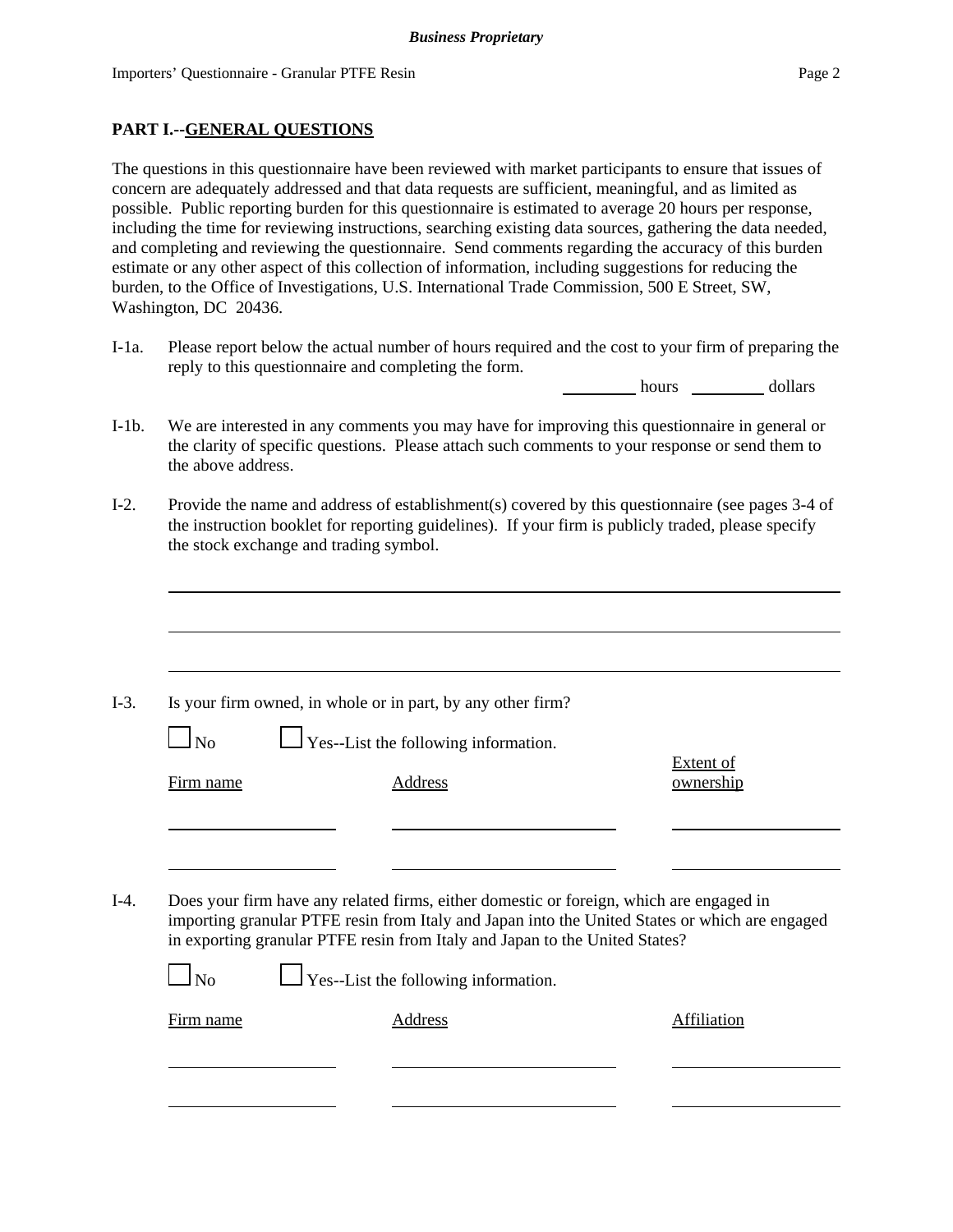## PART I.--GENERAL QUESTIONS

The questions in this questionnaire have been reviewed with market participants to ensure that issues of concern are adequately addressed and that data requests are sufficient, meaningful, and as limited as possible. Public reporting burden for this questionnaire is estimated to average 20 hours per response, including the time for reviewing instructions, searching existing data sources, gathering the data needed, and completing and reviewing the questionnaire. Send comments regarding the accuracy of this burden estimate or any other aspect of this collection of information, including suggestions for reducing the burden, to the Office of Investigations, U.S. International Trade Commission, 500 E Street, SW, Washington, DC 20436.

I-1a. Please report below the actual number of hours required and the cost to your firm of preparing the reply to this questionnaire and completing the form.

________ hours ________ dollars

I-1b. We are interested in any comments you may have for improving this questionnaire in general or the clarity of specific questions. Please attach such comments to your response or send them to the above address.

I-2. Provide the name and address of establishment(s) covered by this questionnaire (see pages 3-4 of the instruction booklet for reporting guidelines). If your firm is publicly traded, please specify the stock exchange and trading symbol.

______________________________________________________________________

______________________________________________________________________

______________________________________________________________________

I-3. Is your firm owned, in whole or in part, by any other firm?

☐ No ☐ Yes--List the following information.

| Firm name | Address | Extent of ownership |
|---|---|---|
| | | |
| | | |

I-4. Does your firm have any related firms, either domestic or foreign, which are engaged in importing granular PTFE resin from Italy and Japan into the United States or which are engaged in exporting granular PTFE resin from Italy and Japan to the United States?

☐ No ☐ Yes--List the following information.

| Firm name | Address | Affiliation |
|---|---|---|
| | | |
| | | |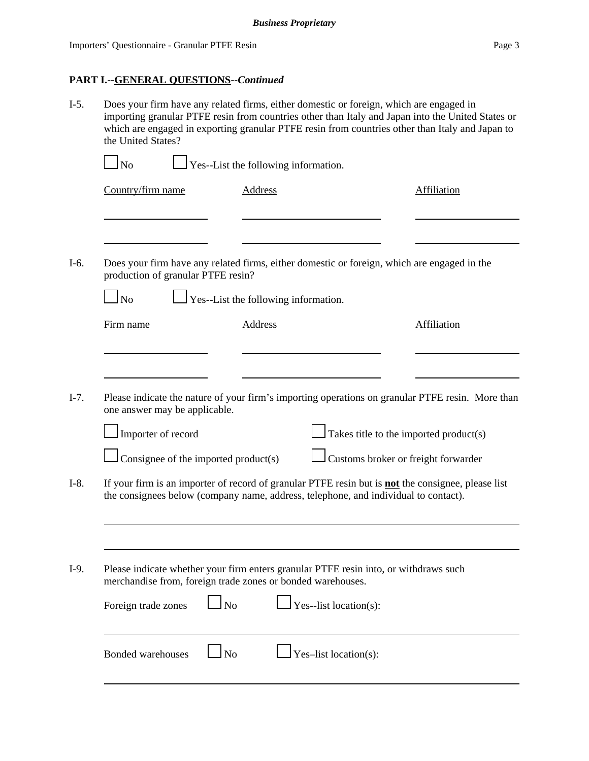**PART I.--GENERAL QUESTIONS--*Continued***

I-5. Does your firm have any related firms, either domestic or foreign, which are engaged in importing granular PTFE resin from countries other than Italy and Japan into the United States or which are engaged in exporting granular PTFE resin from countries other than Italy and Japan to the United States?

☐ No ☐ Yes--List the following information.

| Country/firm name | Address | Affiliation |
|---|---|---|
| | | |
| | | |

I-6. Does your firm have any related firms, either domestic or foreign, which are engaged in the production of granular PTFE resin?

☐ No ☐ Yes--List the following information.

| Firm name | Address | Affiliation |
|---|---|---|
| | | |
| | | |

I-7. Please indicate the nature of your firm's importing operations on granular PTFE resin. More than one answer may be applicable.

☐ Importer of record ☐ Takes title to the imported product(s)

☐ Consignee of the imported product(s) ☐ Customs broker or freight forwarder

I-8. If your firm is an importer of record of granular PTFE resin but is **not** the consignee, please list the consignees below (company name, address, telephone, and individual to contact).

______________________________________________

______________________________________________

I-9. Please indicate whether your firm enters granular PTFE resin into, or withdraws such merchandise from, foreign trade zones or bonded warehouses.

Foreign trade zones ☐ No ☐ Yes--list location(s):

______________________________________________

Bonded warehouses ☐ No ☐ Yes–list location(s):

______________________________________________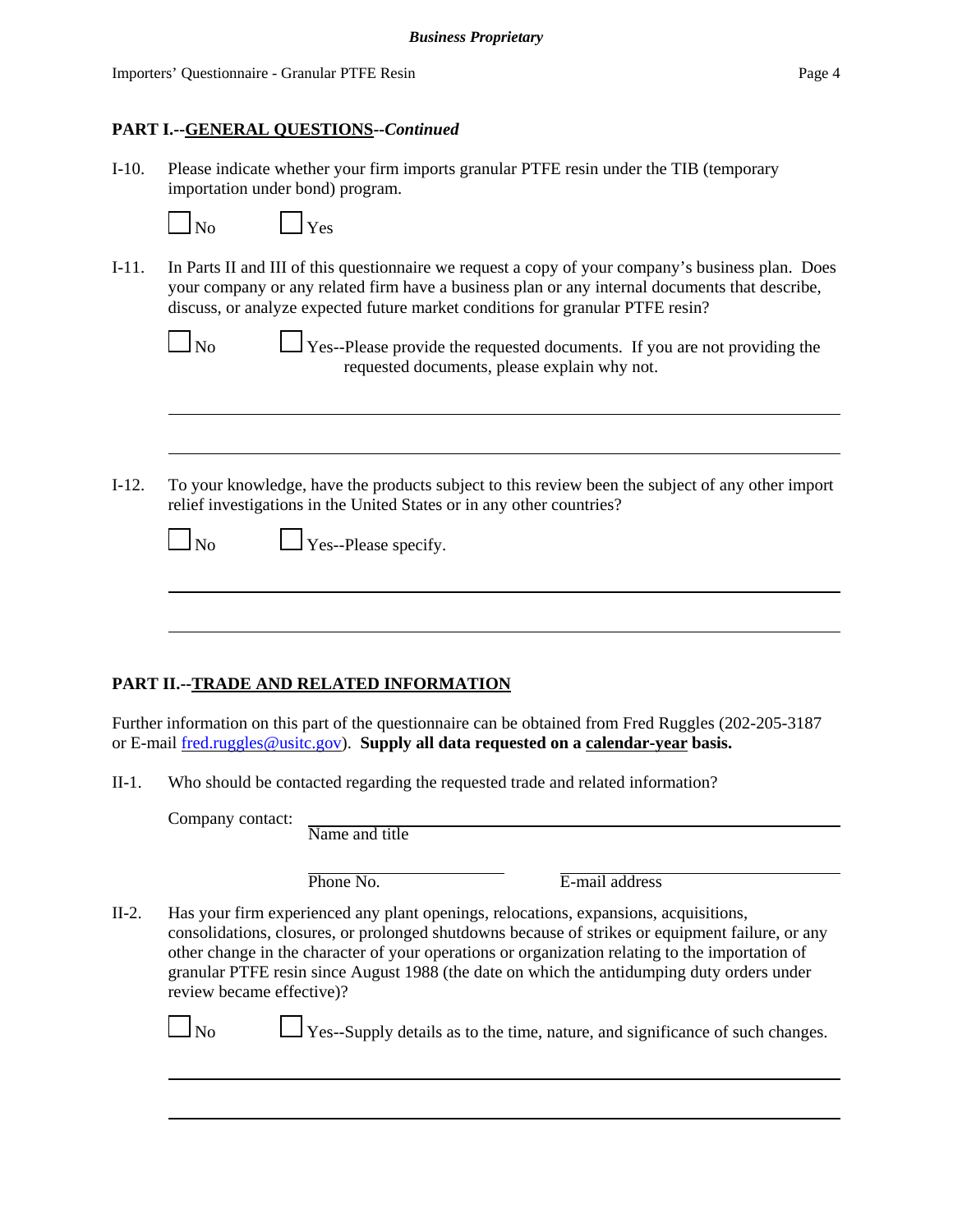## PART I.--GENERAL QUESTIONS--*Continued*

I-10. Please indicate whether your firm imports granular PTFE resin under the TIB (temporary importation under bond) program.

☐ No ☐ Yes

I-11. In Parts II and III of this questionnaire we request a copy of your company's business plan. Does your company or any related firm have a business plan or any internal documents that describe, discuss, or analyze expected future market conditions for granular PTFE resin?

☐ No ☐ Yes--Please provide the requested documents. If you are not providing the requested documents, please explain why not.

\_\_\_\_\_\_\_\_\_\_\_\_\_\_\_\_\_\_\_\_\_\_\_\_\_\_\_\_\_\_\_\_\_\_\_\_\_\_\_\_\_\_\_\_\_\_\_\_\_\_\_\_\_\_\_\_\_\_\_\_

\_\_\_\_\_\_\_\_\_\_\_\_\_\_\_\_\_\_\_\_\_\_\_\_\_\_\_\_\_\_\_\_\_\_\_\_\_\_\_\_\_\_\_\_\_\_\_\_\_\_\_\_\_\_\_\_\_\_\_\_

I-12. To your knowledge, have the products subject to this review been the subject of any other import relief investigations in the United States or in any other countries?

☐ No ☐ Yes--Please specify.

\_\_\_\_\_\_\_\_\_\_\_\_\_\_\_\_\_\_\_\_\_\_\_\_\_\_\_\_\_\_\_\_\_\_\_\_\_\_\_\_\_\_\_\_\_\_\_\_\_\_\_\_\_\_\_\_\_\_\_\_

\_\_\_\_\_\_\_\_\_\_\_\_\_\_\_\_\_\_\_\_\_\_\_\_\_\_\_\_\_\_\_\_\_\_\_\_\_\_\_\_\_\_\_\_\_\_\_\_\_\_\_\_\_\_\_\_\_\_\_\_

## PART II.--TRADE AND RELATED INFORMATION

Further information on this part of the questionnaire can be obtained from Fred Ruggles (202-205-3187 or E-mail fred.ruggles@usitc.gov). **Supply all data requested on a calendar-year basis.**

II-1. Who should be contacted regarding the requested trade and related information?

Company contact: \_\_\_\_\_\_\_\_\_\_\_\_\_\_\_\_\_\_\_\_\_\_\_\_\_\_\_\_\_\_\_\_\_\_\_\_\_\_\_\_
Name and title

\_\_\_\_\_\_\_\_\_\_\_\_\_\_\_\_\_\_\_\_ \_\_\_\_\_\_\_\_\_\_\_\_\_\_\_\_\_\_\_\_\_\_\_\_
Phone No. E-mail address

II-2. Has your firm experienced any plant openings, relocations, expansions, acquisitions, consolidations, closures, or prolonged shutdowns because of strikes or equipment failure, or any other change in the character of your operations or organization relating to the importation of granular PTFE resin since August 1988 (the date on which the antidumping duty orders under review became effective)?

☐ No ☐ Yes--Supply details as to the time, nature, and significance of such changes.

\_\_\_\_\_\_\_\_\_\_\_\_\_\_\_\_\_\_\_\_\_\_\_\_\_\_\_\_\_\_\_\_\_\_\_\_\_\_\_\_\_\_\_\_\_\_\_\_\_\_\_\_\_\_\_\_\_\_\_\_

\_\_\_\_\_\_\_\_\_\_\_\_\_\_\_\_\_\_\_\_\_\_\_\_\_\_\_\_\_\_\_\_\_\_\_\_\_\_\_\_\_\_\_\_\_\_\_\_\_\_\_\_\_\_\_\_\_\_\_\_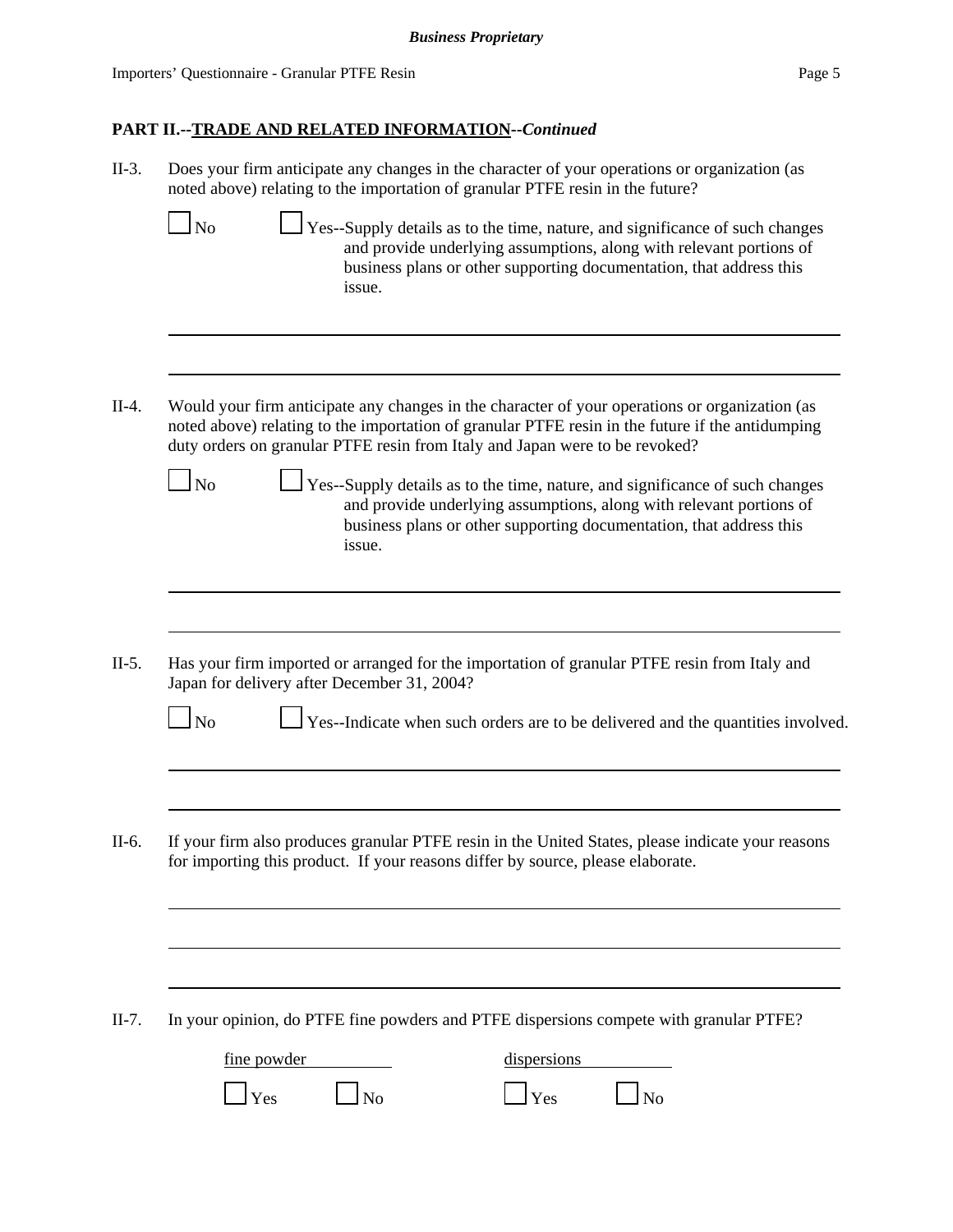**PART II.--TRADE AND RELATED INFORMATION--*Continued***

II-3. Does your firm anticipate any changes in the character of your operations or organization (as noted above) relating to the importation of granular PTFE resin in the future?

☐ No ☐ Yes--Supply details as to the time, nature, and significance of such changes and provide underlying assumptions, along with relevant portions of business plans or other supporting documentation, that address this issue.

______________________________________________________________________

______________________________________________________________________

II-4. Would your firm anticipate any changes in the character of your operations or organization (as noted above) relating to the importation of granular PTFE resin in the future if the antidumping duty orders on granular PTFE resin from Italy and Japan were to be revoked?

☐ No ☐ Yes--Supply details as to the time, nature, and significance of such changes and provide underlying assumptions, along with relevant portions of business plans or other supporting documentation, that address this issue.

______________________________________________________________________

______________________________________________________________________

II-5. Has your firm imported or arranged for the importation of granular PTFE resin from Italy and Japan for delivery after December 31, 2004?

☐ No ☐ Yes--Indicate when such orders are to be delivered and the quantities involved.

______________________________________________________________________

______________________________________________________________________

II-6. If your firm also produces granular PTFE resin in the United States, please indicate your reasons for importing this product. If your reasons differ by source, please elaborate.

______________________________________________________________________

______________________________________________________________________

______________________________________________________________________

II-7. In your opinion, do PTFE fine powders and PTFE dispersions compete with granular PTFE?

| fine powder | | dispersions | |
|---|---|---|---|
| ☐ Yes | ☐ No | ☐ Yes | ☐ No |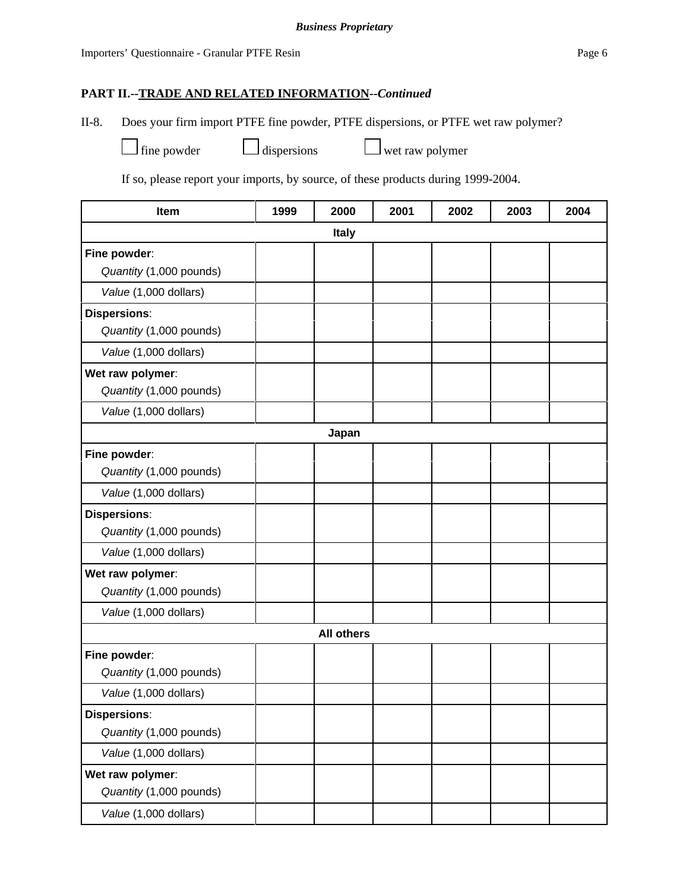**Business Proprietary**

Importers' Questionnaire - Granular PTFE Resin

## PART II.--TRADE AND RELATED INFORMATION--*Continued*

II-8. Does your firm import PTFE fine powder, PTFE dispersions, or PTFE wet raw polymer?

☐ fine powder ☐ dispersions ☐ wet raw polymer

If so, please report your imports, by source, of these products during 1999-2004.

| Item | 1999 | 2000 | 2001 | 2002 | 2003 | 2004 |
|---|---|---|---|---|---|---|
| **Italy** | | | | | | |
| **Fine powder**: | | | | | | |
| *Quantity* (1,000 pounds) | | | | | | |
| *Value* (1,000 dollars) | | | | | | |
| **Dispersions**: | | | | | | |
| *Quantity* (1,000 pounds) | | | | | | |
| *Value* (1,000 dollars) | | | | | | |
| **Wet raw polymer**: | | | | | | |
| *Quantity* (1,000 pounds) | | | | | | |
| *Value* (1,000 dollars) | | | | | | |
| **Japan** | | | | | | |
| **Fine powder**: | | | | | | |
| *Quantity* (1,000 pounds) | | | | | | |
| *Value* (1,000 dollars) | | | | | | |
| **Dispersions**: | | | | | | |
| *Quantity* (1,000 pounds) | | | | | | |
| *Value* (1,000 dollars) | | | | | | |
| **Wet raw polymer**: | | | | | | |
| *Quantity* (1,000 pounds) | | | | | | |
| *Value* (1,000 dollars) | | | | | | |
| **All others** | | | | | | |
| **Fine powder**: | | | | | | |
| *Quantity* (1,000 pounds) | | | | | | |
| *Value* (1,000 dollars) | | | | | | |
| **Dispersions**: | | | | | | |
| *Quantity* (1,000 pounds) | | | | | | |
| *Value* (1,000 dollars) | | | | | | |
| **Wet raw polymer**: | | | | | | |
| *Quantity* (1,000 pounds) | | | | | | |
| *Value* (1,000 dollars) | | | | | | |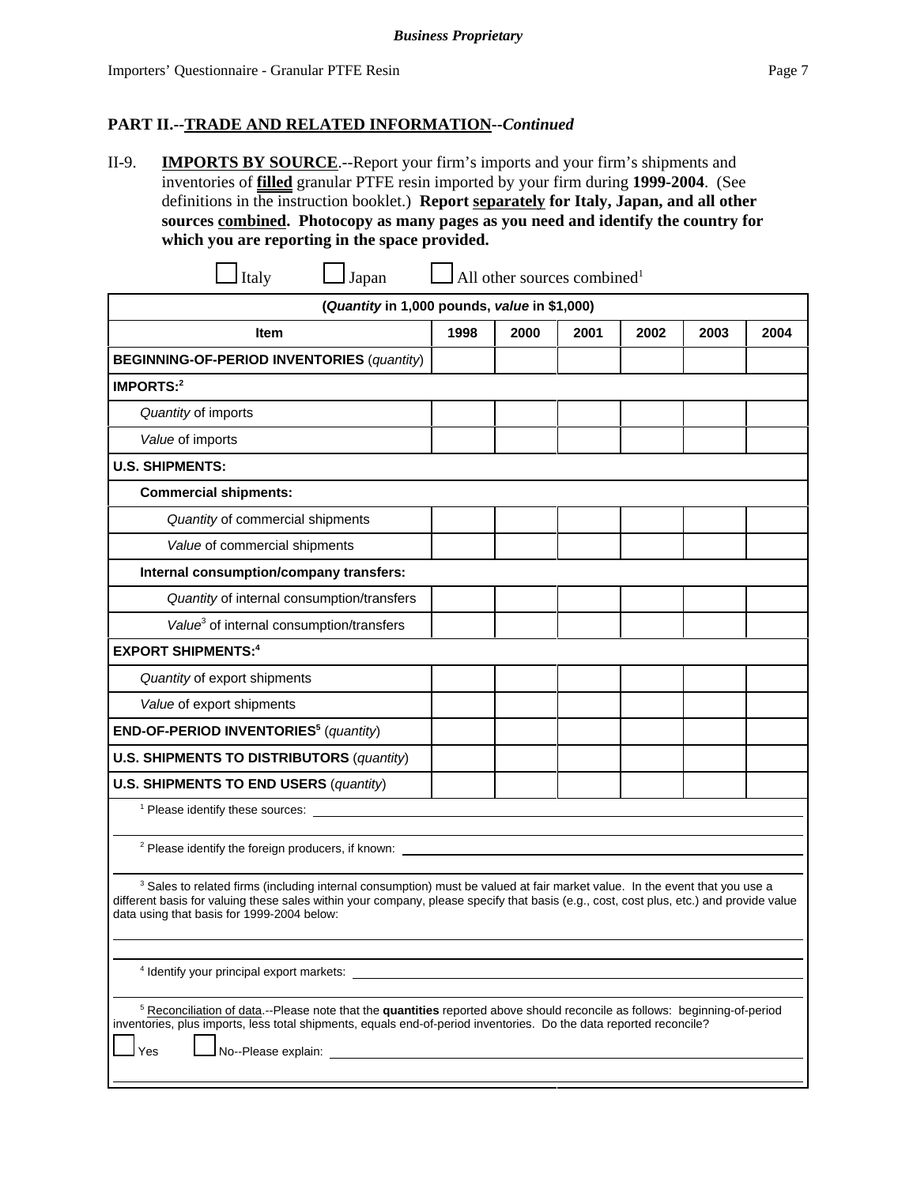**Business Proprietary**

## PART II.--TRADE AND RELATED INFORMATION--*Continued*

II-9. **IMPORTS BY SOURCE**.--Report your firm's imports and your firm's shipments and inventories of **filled** granular PTFE resin imported by your firm during **1999-2004**. (See definitions in the instruction booklet.) **Report separately for Italy, Japan, and all other sources combined. Photocopy as many pages as you need and identify the country for which you are reporting in the space provided.**

☐ Italy ☐ Japan ☐ All other sources combined[1]

| (*Quantity* in 1,000 pounds, *value* in $1,000) | | | | | | |
|---|---|---|---|---|---|---|
| **Item** | **1998** | **2000** | **2001** | **2002** | **2003** | **2004** |
| **BEGINNING-OF-PERIOD INVENTORIES** (*quantity*) | | | | | | |
| **IMPORTS:**[2] | | | | | | |
| *Quantity* of imports | | | | | | |
| *Value* of imports | | | | | | |
| **U.S. SHIPMENTS:** | | | | | | |
| **Commercial shipments:** | | | | | | |
| *Quantity* of commercial shipments | | | | | | |
| *Value* of commercial shipments | | | | | | |
| **Internal consumption/company transfers:** | | | | | | |
| *Quantity* of internal consumption/transfers | | | | | | |
| *Value*[3] of internal consumption/transfers | | | | | | |
| **EXPORT SHIPMENTS:**[4] | | | | | | |
| *Quantity* of export shipments | | | | | | |
| *Value* of export shipments | | | | | | |
| **END-OF-PERIOD INVENTORIES**[5] (*quantity*) | | | | | | |
| **U.S. SHIPMENTS TO DISTRIBUTORS** (*quantity*) | | | | | | |
| **U.S. SHIPMENTS TO END USERS** (*quantity*) | | | | | | |

[1] Please identify these sources: ______________________________

[2] Please identify the foreign producers, if known: ______________________________

[3] Sales to related firms (including internal consumption) must be valued at fair market value. In the event that you use a different basis for valuing these sales within your company, please specify that basis (e.g., cost, cost plus, etc.) and provide value data using that basis for 1999-2004 below:

______________________________

[4] Identify your principal export markets: ______________________________

[5] Reconciliation of data.--Please note that the **quantities** reported above should reconcile as follows: beginning-of-period inventories, plus imports, less total shipments, equals end-of-period inventories. Do the data reported reconcile?

☐ Yes ☐ No--Please explain: ______________________________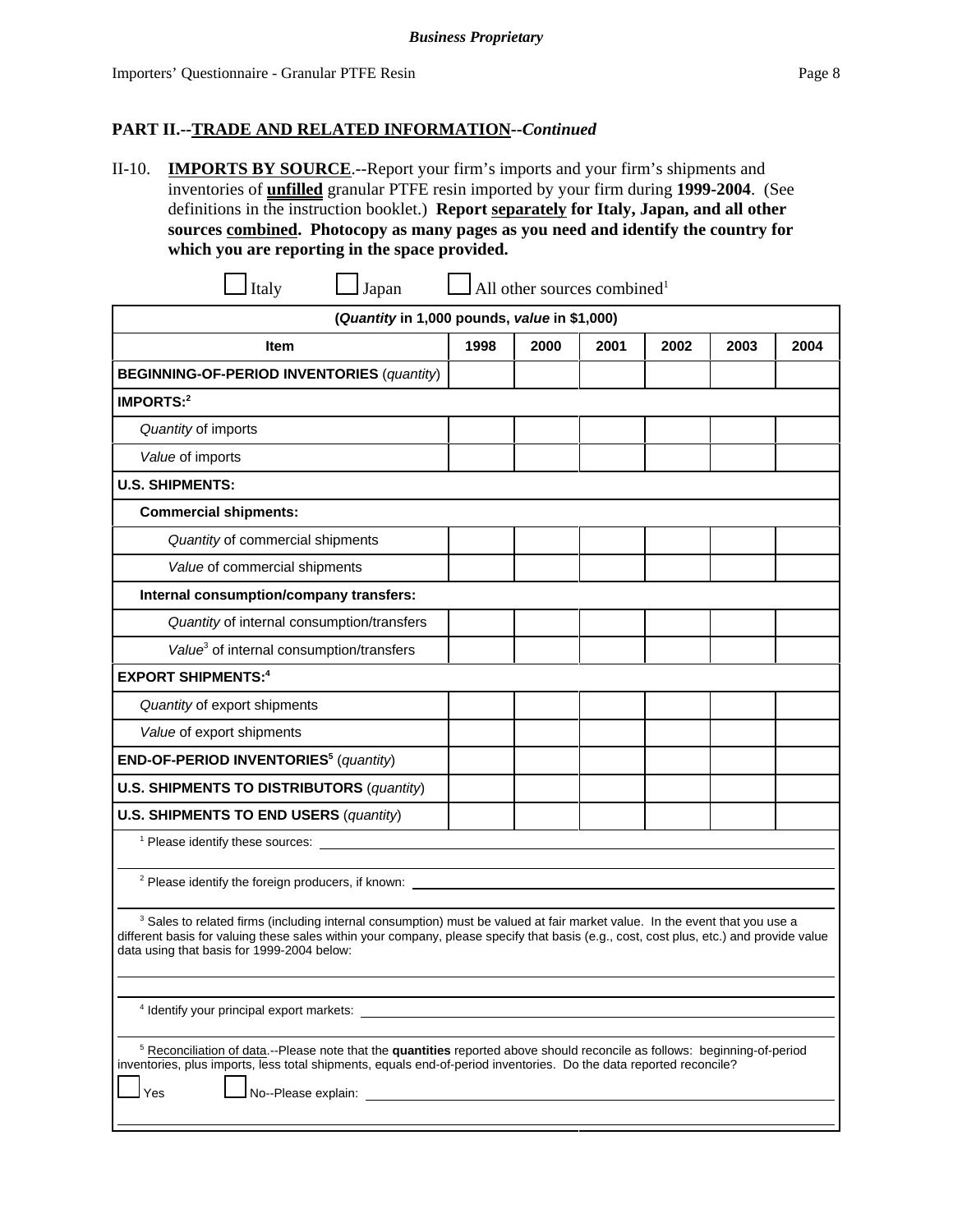**Business Proprietary**

Importers' Questionnaire - Granular PTFE Resin

## PART II.--TRADE AND RELATED INFORMATION--*Continued*

II-10. **IMPORTS BY SOURCE**.--Report your firm's imports and your firm's shipments and inventories of **unfilled** granular PTFE resin imported by your firm during **1999-2004**. (See definitions in the instruction booklet.) **Report separately for Italy, Japan, and all other sources combined. Photocopy as many pages as you need and identify the country for which you are reporting in the space provided.**

☐ Italy ☐ Japan ☐ All other sources combined[1]

| (*Quantity* in 1,000 pounds, *value* in $1,000) | | | | | | |
|---|---|---|---|---|---|---|
| **Item** | **1998** | **2000** | **2001** | **2002** | **2003** | **2004** |
| **BEGINNING-OF-PERIOD INVENTORIES** (*quantity*) | | | | | | |
| **IMPORTS:**[2] | | | | | | |
| *Quantity* of imports | | | | | | |
| *Value* of imports | | | | | | |
| **U.S. SHIPMENTS:** | | | | | | |
| **Commercial shipments:** | | | | | | |
| *Quantity* of commercial shipments | | | | | | |
| *Value* of commercial shipments | | | | | | |
| **Internal consumption/company transfers:** | | | | | | |
| *Quantity* of internal consumption/transfers | | | | | | |
| *Value*[3] of internal consumption/transfers | | | | | | |
| **EXPORT SHIPMENTS:**[4] | | | | | | |
| *Quantity* of export shipments | | | | | | |
| *Value* of export shipments | | | | | | |
| **END-OF-PERIOD INVENTORIES**[5] (*quantity*) | | | | | | |
| **U.S. SHIPMENTS TO DISTRIBUTORS** (*quantity*) | | | | | | |
| **U.S. SHIPMENTS TO END USERS** (*quantity*) | | | | | | |

[1] Please identify these sources: \_\_\_\_\_\_\_\_\_\_\_\_\_\_\_\_\_\_\_\_

[2] Please identify the foreign producers, if known: \_\_\_\_\_\_\_\_\_\_\_\_\_\_\_\_\_\_\_\_

[3] Sales to related firms (including internal consumption) must be valued at fair market value. In the event that you use a different basis for valuing these sales within your company, please specify that basis (e.g., cost, cost plus, etc.) and provide value data using that basis for 1999-2004 below:

[4] Identify your principal export markets: \_\_\_\_\_\_\_\_\_\_\_\_\_\_\_\_\_\_\_\_

[5] Reconciliation of data.--Please note that the **quantities** reported above should reconcile as follows: beginning-of-period inventories, plus imports, less total shipments, equals end-of-period inventories. Do the data reported reconcile?

☐ Yes ☐ No--Please explain: \_\_\_\_\_\_\_\_\_\_\_\_\_\_\_\_\_\_\_\_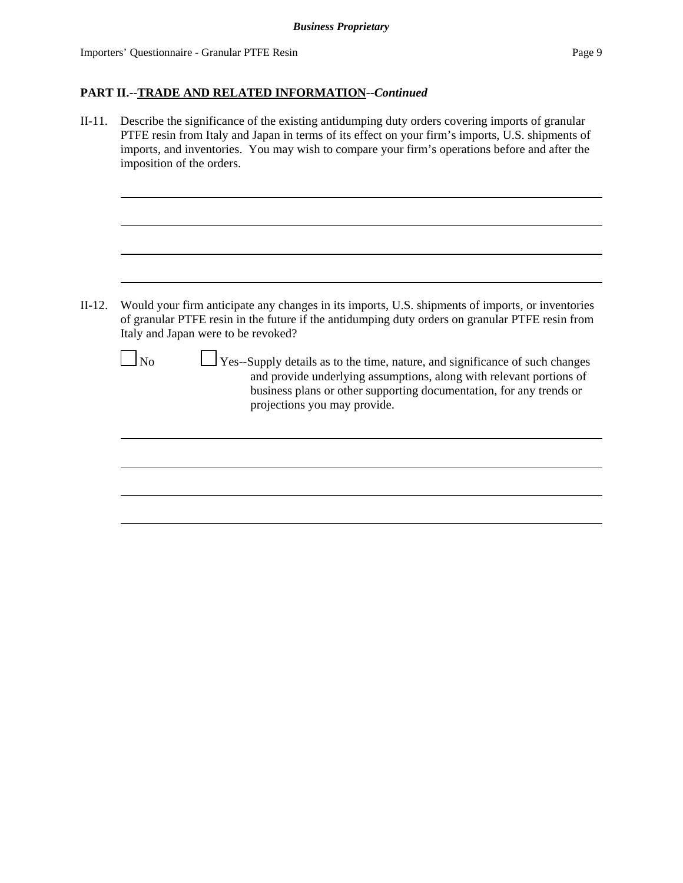## PART II.--TRADE AND RELATED INFORMATION--*Continued*

II-11. Describe the significance of the existing antidumping duty orders covering imports of granular PTFE resin from Italy and Japan in terms of its effect on your firm's imports, U.S. shipments of imports, and inventories. You may wish to compare your firm's operations before and after the imposition of the orders.

______________________________________________________________________

______________________________________________________________________

______________________________________________________________________

______________________________________________________________________

II-12. Would your firm anticipate any changes in its imports, U.S. shipments of imports, or inventories of granular PTFE resin in the future if the antidumping duty orders on granular PTFE resin from Italy and Japan were to be revoked?

☐ No ☐ Yes--Supply details as to the time, nature, and significance of such changes and provide underlying assumptions, along with relevant portions of business plans or other supporting documentation, for any trends or projections you may provide.

______________________________________________________________________

______________________________________________________________________

______________________________________________________________________

______________________________________________________________________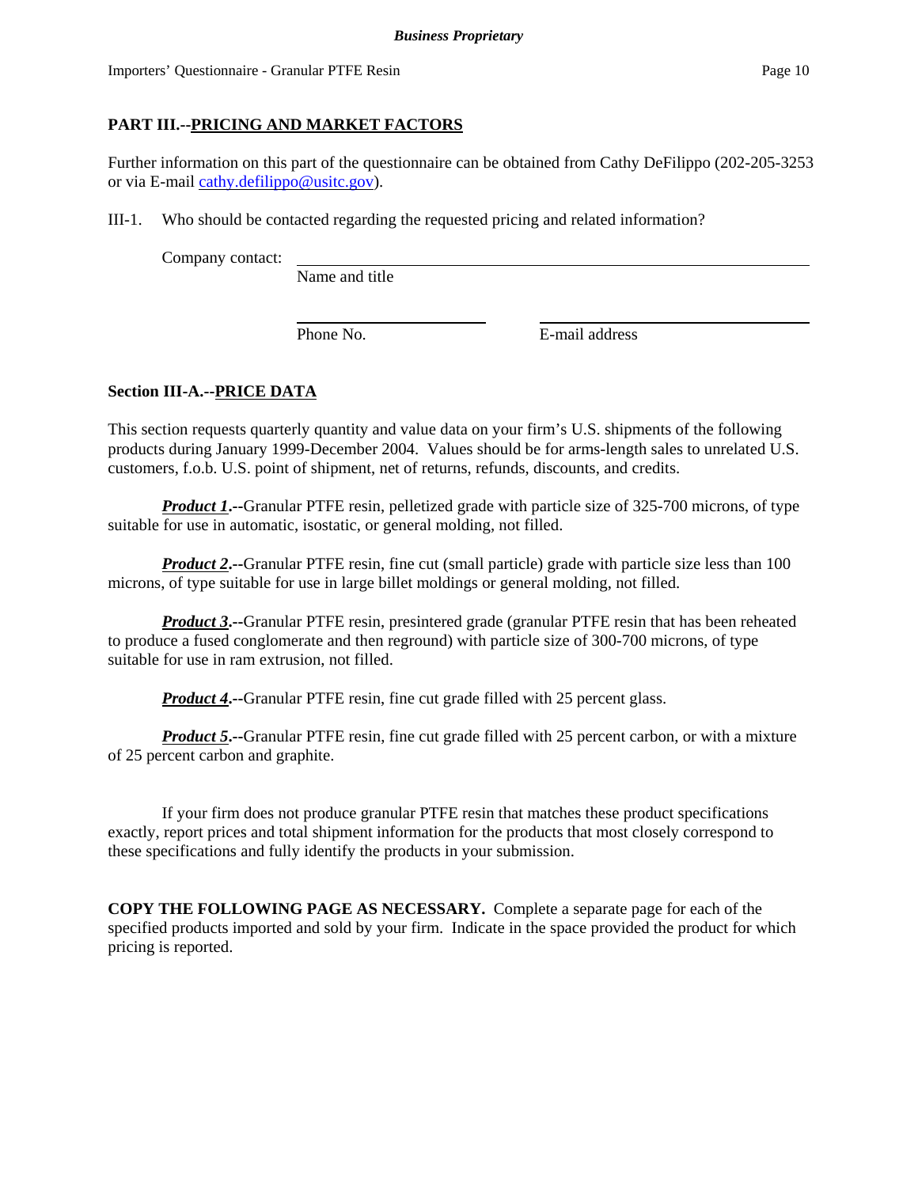## PART III.--PRICING AND MARKET FACTORS

Further information on this part of the questionnaire can be obtained from Cathy DeFilippo (202-205-3253 or via E-mail cathy.defilippo@usitc.gov).

III-1. Who should be contacted regarding the requested pricing and related information?

Company contact: ______________________________________________
Name and title

______________________ ______________________
Phone No. E-mail address

### Section III-A.--PRICE DATA

This section requests quarterly quantity and value data on your firm's U.S. shipments of the following products during January 1999-December 2004. Values should be for arms-length sales to unrelated U.S. customers, f.o.b. U.S. point of shipment, net of returns, refunds, discounts, and credits.

***Product 1*.--**Granular PTFE resin, pelletized grade with particle size of 325-700 microns, of type suitable for use in automatic, isostatic, or general molding, not filled.

***Product 2*.--**Granular PTFE resin, fine cut (small particle) grade with particle size less than 100 microns, of type suitable for use in large billet moldings or general molding, not filled.

***Product 3*.--**Granular PTFE resin, presintered grade (granular PTFE resin that has been reheated to produce a fused conglomerate and then reground) with particle size of 300-700 microns, of type suitable for use in ram extrusion, not filled.

***Product 4*.--**Granular PTFE resin, fine cut grade filled with 25 percent glass.

***Product 5*.--**Granular PTFE resin, fine cut grade filled with 25 percent carbon, or with a mixture of 25 percent carbon and graphite.

If your firm does not produce granular PTFE resin that matches these product specifications exactly, report prices and total shipment information for the products that most closely correspond to these specifications and fully identify the products in your submission.

**COPY THE FOLLOWING PAGE AS NECESSARY.** Complete a separate page for each of the specified products imported and sold by your firm. Indicate in the space provided the product for which pricing is reported.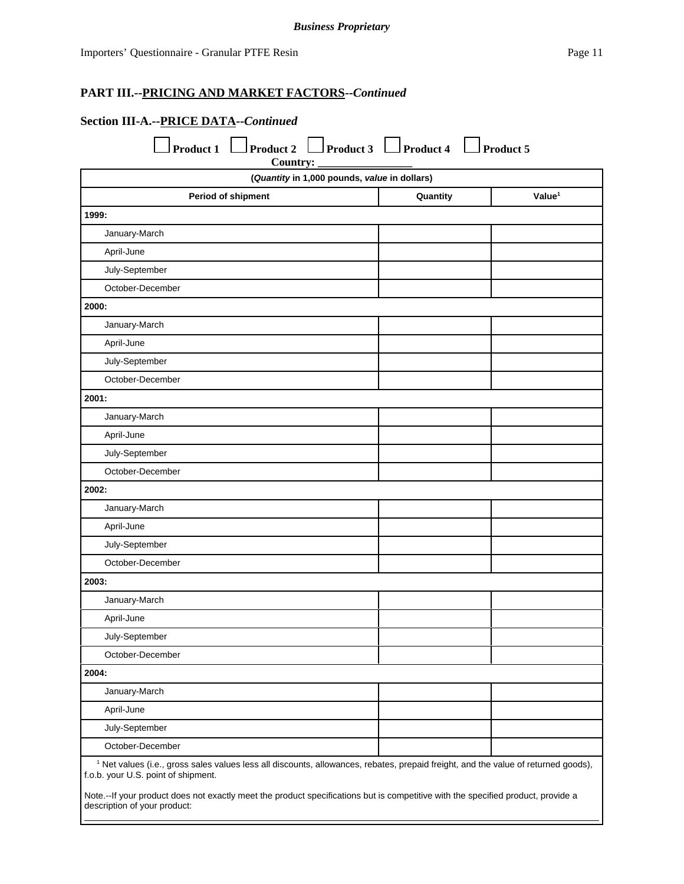*Business Proprietary*

## PART III.--PRICING AND MARKET FACTORS--*Continued*

### Section III-A.--PRICE DATA--*Continued*

☐ **Product 1** ☐ **Product 2** ☐ **Product 3** ☐ **Product 4** ☐ **Product 5**

**Country: ________________**

| (*Quantity* in 1,000 pounds, *value* in dollars) | | |
|---|---|---|
| **Period of shipment** | **Quantity** | **Value[1]** |
| **1999:** | | |
| January-March | | |
| April-June | | |
| July-September | | |
| October-December | | |
| **2000:** | | |
| January-March | | |
| April-June | | |
| July-September | | |
| October-December | | |
| **2001:** | | |
| January-March | | |
| April-June | | |
| July-September | | |
| October-December | | |
| **2002:** | | |
| January-March | | |
| April-June | | |
| July-September | | |
| October-December | | |
| **2003:** | | |
| January-March | | |
| April-June | | |
| July-September | | |
| October-December | | |
| **2004:** | | |
| January-March | | |
| April-June | | |
| July-September | | |
| October-December | | |

[1] Net values (i.e., gross sales values less all discounts, allowances, rebates, prepaid freight, and the value of returned goods), f.o.b. your U.S. point of shipment.

Note.--If your product does not exactly meet the product specifications but is competitive with the specified product, provide a description of your product:

_______________________________________________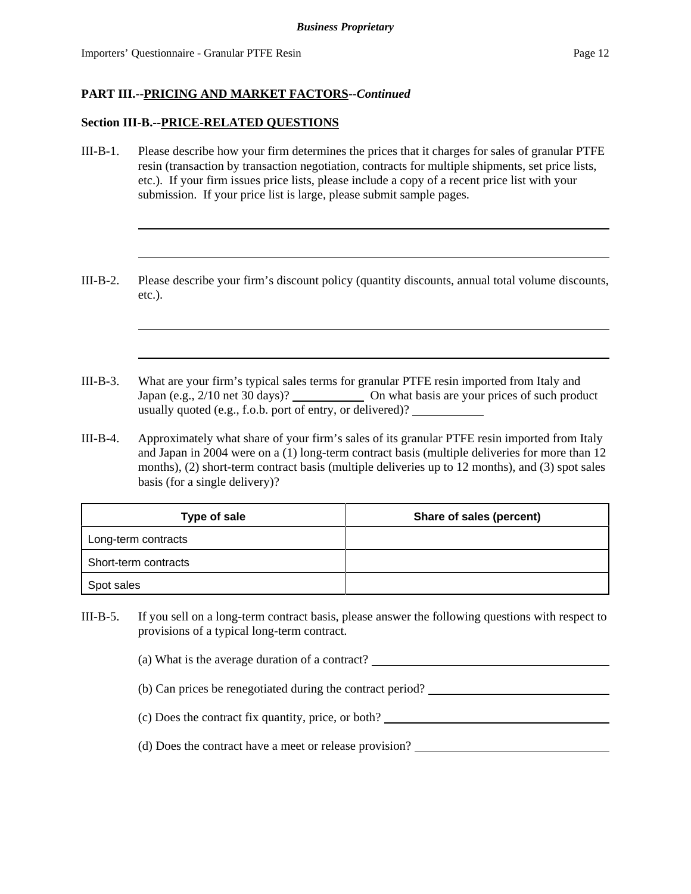**PART III.--PRICING AND MARKET FACTORS--*Continued***

**Section III-B.--PRICE-RELATED QUESTIONS**

III-B-1. Please describe how your firm determines the prices that it charges for sales of granular PTFE resin (transaction by transaction negotiation, contracts for multiple shipments, set price lists, etc.). If your firm issues price lists, please include a copy of a recent price list with your submission. If your price list is large, please submit sample pages.

______________________________________________________________________

______________________________________________________________________

III-B-2. Please describe your firm's discount policy (quantity discounts, annual total volume discounts, etc.).

______________________________________________________________________

______________________________________________________________________

III-B-3. What are your firm's typical sales terms for granular PTFE resin imported from Italy and Japan (e.g., 2/10 net 30 days)? ____________ On what basis are your prices of such product usually quoted (e.g., f.o.b. port of entry, or delivered)? ____________

III-B-4. Approximately what share of your firm's sales of its granular PTFE resin imported from Italy and Japan in 2004 were on a (1) long-term contract basis (multiple deliveries for more than 12 months), (2) short-term contract basis (multiple deliveries up to 12 months), and (3) spot sales basis (for a single delivery)?

| Type of sale | Share of sales (percent) |
| --- | --- |
| Long-term contracts | |
| Short-term contracts | |
| Spot sales | |

III-B-5. If you sell on a long-term contract basis, please answer the following questions with respect to provisions of a typical long-term contract.

(a) What is the average duration of a contract? ______________________________

(b) Can prices be renegotiated during the contract period? ______________________________

(c) Does the contract fix quantity, price, or both? ______________________________

(d) Does the contract have a meet or release provision? ______________________________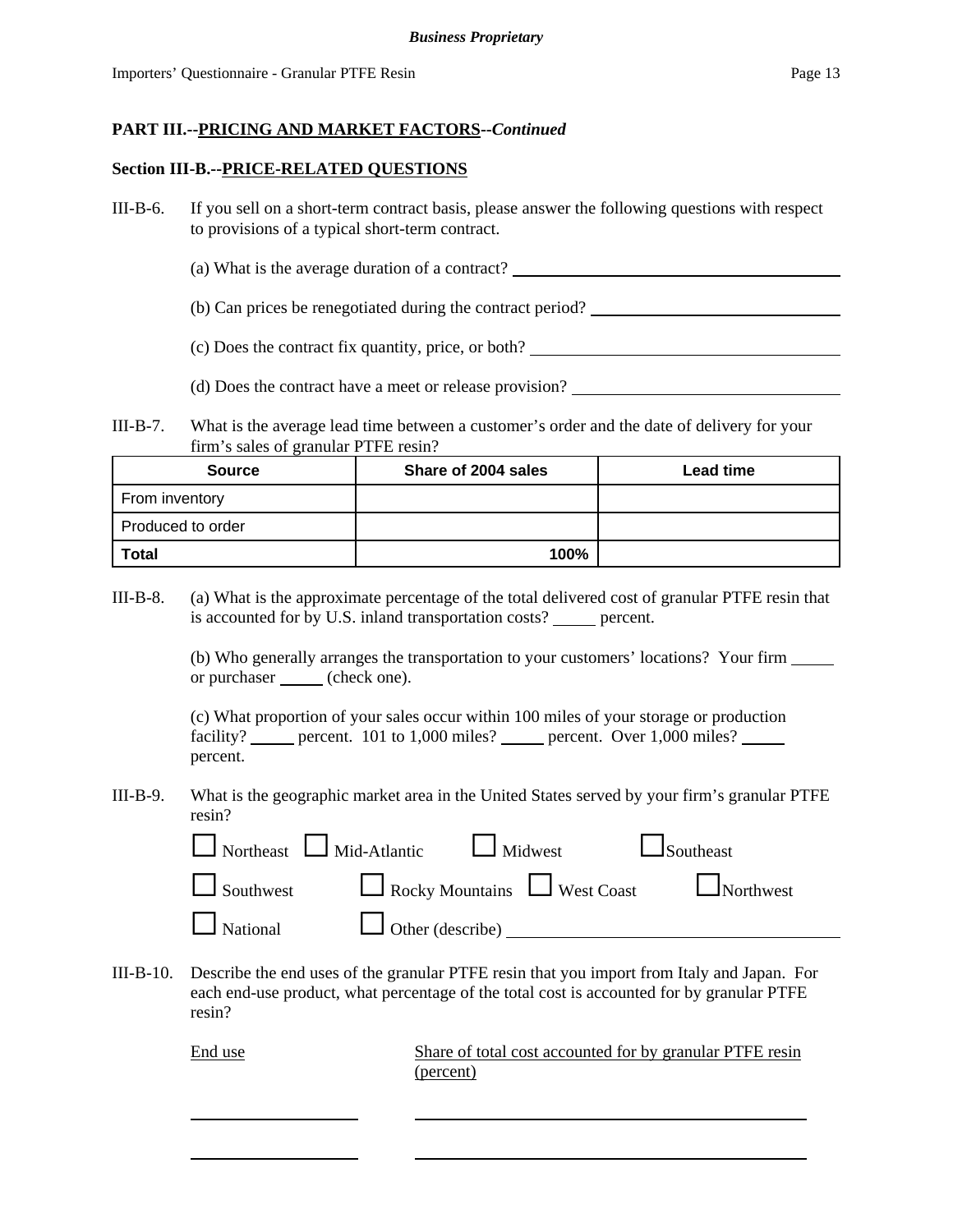**PART III.--PRICING AND MARKET FACTORS--*Continued***

**Section III-B.--PRICE-RELATED QUESTIONS**

III-B-6. If you sell on a short-term contract basis, please answer the following questions with respect to provisions of a typical short-term contract.

(a) What is the average duration of a contract? ______________________________

(b) Can prices be renegotiated during the contract period? ______________________

(c) Does the contract fix quantity, price, or both? ____________________________

(d) Does the contract have a meet or release provision? _______________________

III-B-7. What is the average lead time between a customer's order and the date of delivery for your firm's sales of granular PTFE resin?

| Source | Share of 2004 sales | Lead time |
|---|---|---|
| From inventory | | |
| Produced to order | | |
| **Total** | **100%** | |

III-B-8. (a) What is the approximate percentage of the total delivered cost of granular PTFE resin that is accounted for by U.S. inland transportation costs? _____ percent.

(b) Who generally arranges the transportation to your customers' locations? Your firm _____ or purchaser _____ (check one).

(c) What proportion of your sales occur within 100 miles of your storage or production facility? _____ percent. 101 to 1,000 miles? _____ percent. Over 1,000 miles? _____ percent.

III-B-9. What is the geographic market area in the United States served by your firm's granular PTFE resin?

☐ Northeast ☐ Mid-Atlantic ☐ Midwest ☐ Southeast

☐ Southwest ☐ Rocky Mountains ☐ West Coast ☐ Northwest

☐ National ☐ Other (describe) ______________________________

III-B-10. Describe the end uses of the granular PTFE resin that you import from Italy and Japan. For each end-use product, what percentage of the total cost is accounted for by granular PTFE resin?

| End use | Share of total cost accounted for by granular PTFE resin (percent) |
|---|---|
| | |
| | |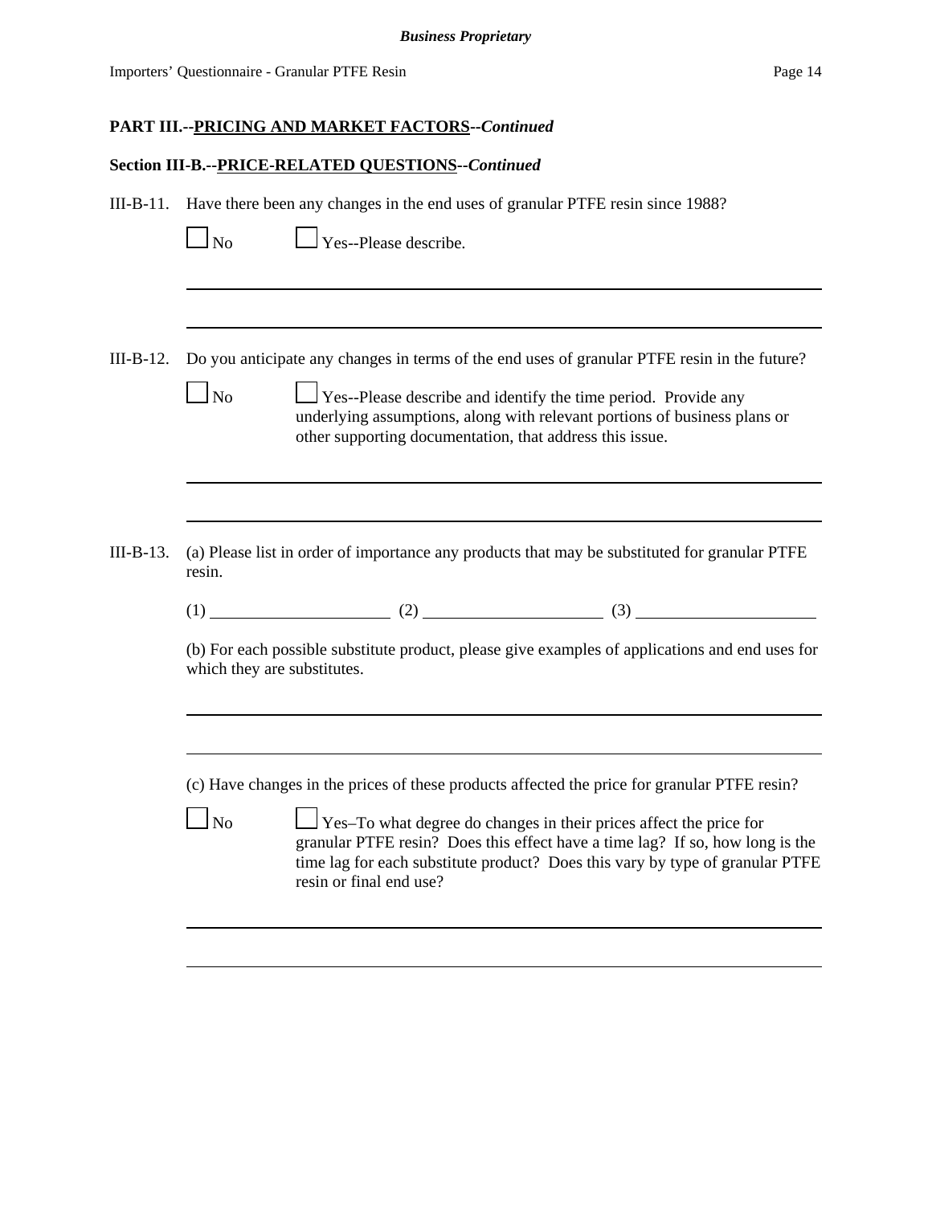**PART III.--PRICING AND MARKET FACTORS--*Continued***

**Section III-B.--PRICE-RELATED QUESTIONS--*Continued***

III-B-11. Have there been any changes in the end uses of granular PTFE resin since 1988?

☐ No ☐ Yes--Please describe.

______________________________________________________________________

______________________________________________________________________

III-B-12. Do you anticipate any changes in terms of the end uses of granular PTFE resin in the future?

☐ No ☐ Yes--Please describe and identify the time period. Provide any underlying assumptions, along with relevant portions of business plans or other supporting documentation, that address this issue.

______________________________________________________________________

______________________________________________________________________

III-B-13. (a) Please list in order of importance any products that may be substituted for granular PTFE resin.

(1) ____________________ (2) ____________________ (3) ____________________

(b) For each possible substitute product, please give examples of applications and end uses for which they are substitutes.

______________________________________________________________________

______________________________________________________________________

(c) Have changes in the prices of these products affected the price for granular PTFE resin?

☐ No ☐ Yes–To what degree do changes in their prices affect the price for granular PTFE resin? Does this effect have a time lag? If so, how long is the time lag for each substitute product? Does this vary by type of granular PTFE resin or final end use?

______________________________________________________________________

______________________________________________________________________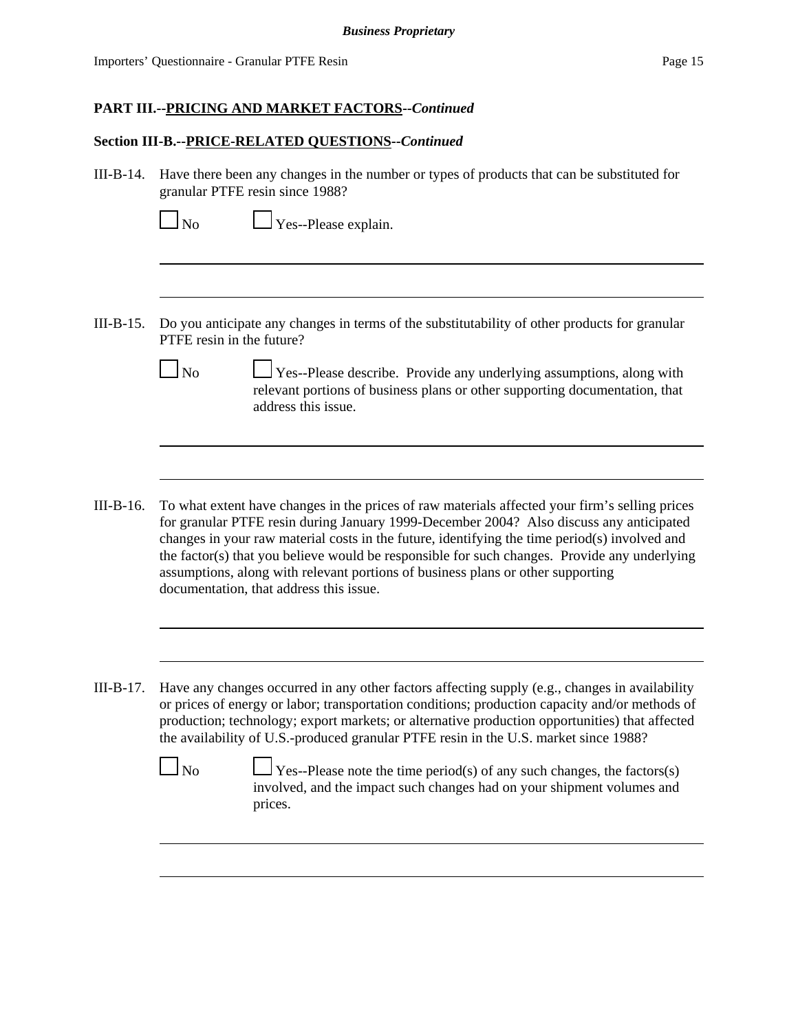**PART III.--PRICING AND MARKET FACTORS--*Continued***

**Section III-B.--PRICE-RELATED QUESTIONS--*Continued***

III-B-14. Have there been any changes in the number or types of products that can be substituted for granular PTFE resin since 1988?

☐ No ☐ Yes--Please explain.

---

---

III-B-15. Do you anticipate any changes in terms of the substitutability of other products for granular PTFE resin in the future?

☐ No ☐ Yes--Please describe. Provide any underlying assumptions, along with relevant portions of business plans or other supporting documentation, that address this issue.

---

---

III-B-16. To what extent have changes in the prices of raw materials affected your firm's selling prices for granular PTFE resin during January 1999-December 2004? Also discuss any anticipated changes in your raw material costs in the future, identifying the time period(s) involved and the factor(s) that you believe would be responsible for such changes. Provide any underlying assumptions, along with relevant portions of business plans or other supporting documentation, that address this issue.

---

---

III-B-17. Have any changes occurred in any other factors affecting supply (e.g., changes in availability or prices of energy or labor; transportation conditions; production capacity and/or methods of production; technology; export markets; or alternative production opportunities) that affected the availability of U.S.-produced granular PTFE resin in the U.S. market since 1988?

☐ No ☐ Yes--Please note the time period(s) of any such changes, the factors(s) involved, and the impact such changes had on your shipment volumes and prices.

---

---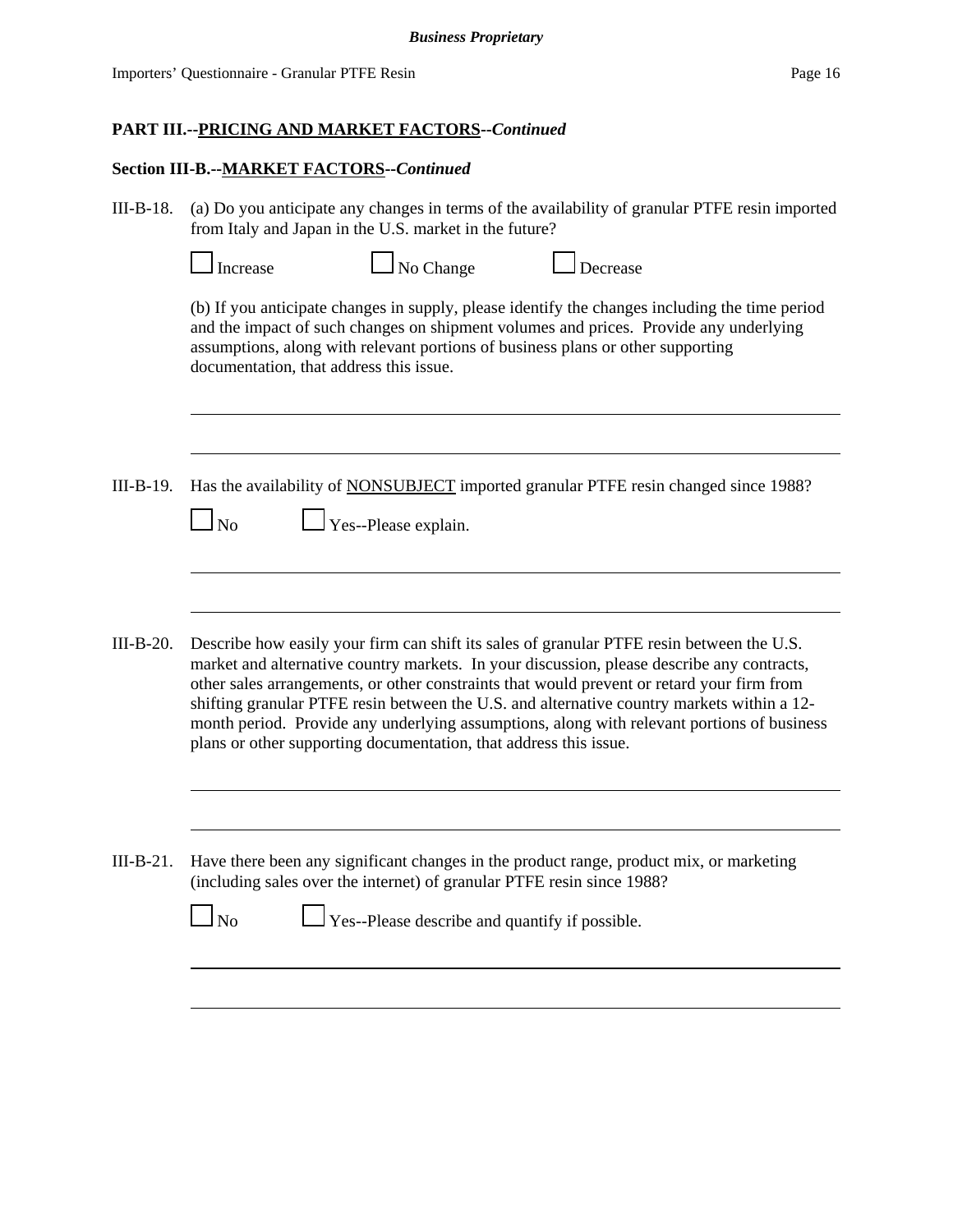**PART III.--PRICING AND MARKET FACTORS--*Continued***

**Section III-B.--MARKET FACTORS--*Continued***

III-B-18. (a) Do you anticipate any changes in terms of the availability of granular PTFE resin imported from Italy and Japan in the U.S. market in the future?

☐ Increase ☐ No Change ☐ Decrease

(b) If you anticipate changes in supply, please identify the changes including the time period and the impact of such changes on shipment volumes and prices. Provide any underlying assumptions, along with relevant portions of business plans or other supporting documentation, that address this issue.

______________________________________________________________________

______________________________________________________________________

III-B-19. Has the availability of NONSUBJECT imported granular PTFE resin changed since 1988?

☐ No ☐ Yes--Please explain.

______________________________________________________________________

______________________________________________________________________

III-B-20. Describe how easily your firm can shift its sales of granular PTFE resin between the U.S. market and alternative country markets. In your discussion, please describe any contracts, other sales arrangements, or other constraints that would prevent or retard your firm from shifting granular PTFE resin between the U.S. and alternative country markets within a 12-month period. Provide any underlying assumptions, along with relevant portions of business plans or other supporting documentation, that address this issue.

______________________________________________________________________

______________________________________________________________________

III-B-21. Have there been any significant changes in the product range, product mix, or marketing (including sales over the internet) of granular PTFE resin since 1988?

☐ No ☐ Yes--Please describe and quantify if possible.

______________________________________________________________________

______________________________________________________________________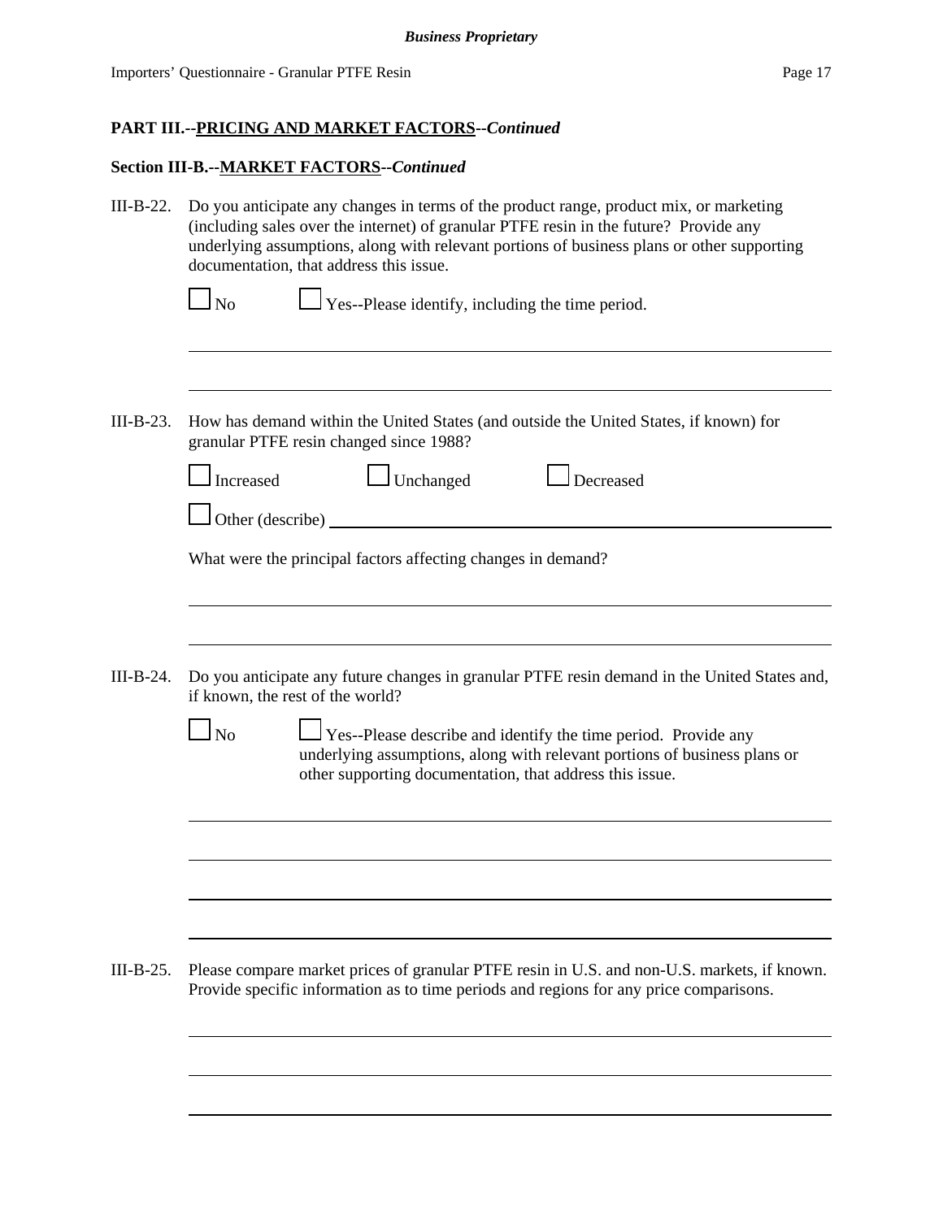**PART III.--PRICING AND MARKET FACTORS--*Continued***

**Section III-B.--MARKET FACTORS--*Continued***

III-B-22. Do you anticipate any changes in terms of the product range, product mix, or marketing (including sales over the internet) of granular PTFE resin in the future? Provide any underlying assumptions, along with relevant portions of business plans or other supporting documentation, that address this issue.

☐ No ☐ Yes--Please identify, including the time period.

______________________________________________________________________________

______________________________________________________________________________

III-B-23. How has demand within the United States (and outside the United States, if known) for granular PTFE resin changed since 1988?

☐ Increased ☐ Unchanged ☐ Decreased

☐ Other (describe) ______________________________________________________________

What were the principal factors affecting changes in demand?

______________________________________________________________________________

______________________________________________________________________________

III-B-24. Do you anticipate any future changes in granular PTFE resin demand in the United States and, if known, the rest of the world?

☐ No ☐ Yes--Please describe and identify the time period. Provide any underlying assumptions, along with relevant portions of business plans or other supporting documentation, that address this issue.

______________________________________________________________________________

______________________________________________________________________________

______________________________________________________________________________

______________________________________________________________________________

III-B-25. Please compare market prices of granular PTFE resin in U.S. and non-U.S. markets, if known. Provide specific information as to time periods and regions for any price comparisons.

______________________________________________________________________________

______________________________________________________________________________

______________________________________________________________________________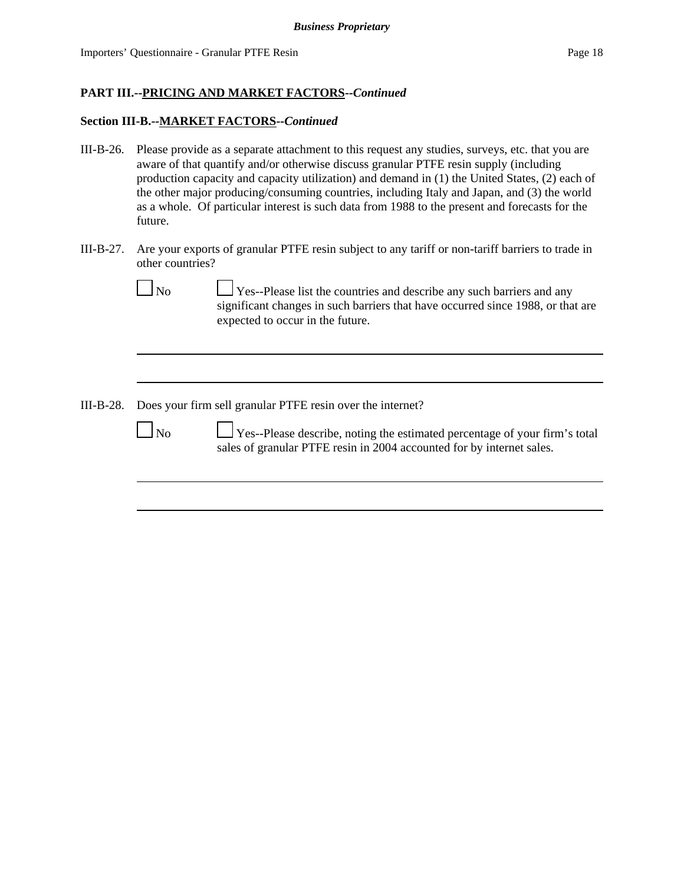**PART III.--PRICING AND MARKET FACTORS--*Continued***

**Section III-B.--MARKET FACTORS--*Continued***

III-B-26. Please provide as a separate attachment to this request any studies, surveys, etc. that you are aware of that quantify and/or otherwise discuss granular PTFE resin supply (including production capacity and capacity utilization) and demand in (1) the United States, (2) each of the other major producing/consuming countries, including Italy and Japan, and (3) the world as a whole. Of particular interest is such data from 1988 to the present and forecasts for the future.

III-B-27. Are your exports of granular PTFE resin subject to any tariff or non-tariff barriers to trade in other countries?

☐ No ☐ Yes--Please list the countries and describe any such barriers and any significant changes in such barriers that have occurred since 1988, or that are expected to occur in the future.

\_\_\_\_\_\_\_\_\_\_\_\_\_\_\_\_\_\_\_\_\_\_\_\_\_\_\_\_\_\_\_\_\_\_\_\_\_\_\_\_\_\_\_\_\_\_\_\_\_\_\_\_\_\_\_\_\_\_\_\_\_\_\_\_\_\_\_\_\_\_\_\_

\_\_\_\_\_\_\_\_\_\_\_\_\_\_\_\_\_\_\_\_\_\_\_\_\_\_\_\_\_\_\_\_\_\_\_\_\_\_\_\_\_\_\_\_\_\_\_\_\_\_\_\_\_\_\_\_\_\_\_\_\_\_\_\_\_\_\_\_\_\_\_\_

III-B-28. Does your firm sell granular PTFE resin over the internet?

☐ No ☐ Yes--Please describe, noting the estimated percentage of your firm's total sales of granular PTFE resin in 2004 accounted for by internet sales.

\_\_\_\_\_\_\_\_\_\_\_\_\_\_\_\_\_\_\_\_\_\_\_\_\_\_\_\_\_\_\_\_\_\_\_\_\_\_\_\_\_\_\_\_\_\_\_\_\_\_\_\_\_\_\_\_\_\_\_\_\_\_\_\_\_\_\_\_\_\_\_\_

\_\_\_\_\_\_\_\_\_\_\_\_\_\_\_\_\_\_\_\_\_\_\_\_\_\_\_\_\_\_\_\_\_\_\_\_\_\_\_\_\_\_\_\_\_\_\_\_\_\_\_\_\_\_\_\_\_\_\_\_\_\_\_\_\_\_\_\_\_\_\_\_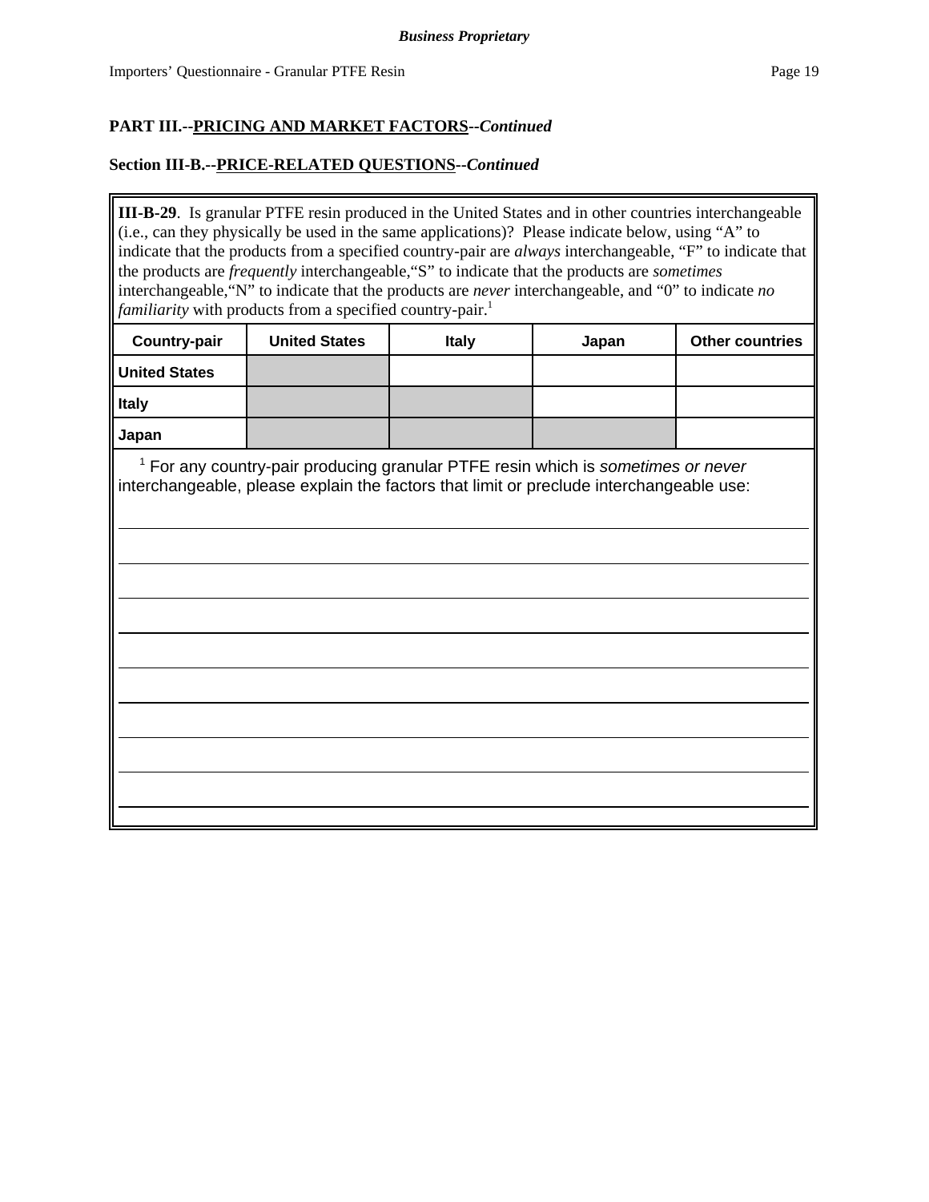**PART III.--PRICING AND MARKET FACTORS--*Continued***

**Section III-B.--PRICE-RELATED QUESTIONS--*Continued***

**III-B-29**. Is granular PTFE resin produced in the United States and in other countries interchangeable (i.e., can they physically be used in the same applications)? Please indicate below, using "A" to indicate that the products from a specified country-pair are *always* interchangeable, "F" to indicate that the products are *frequently* interchangeable,"S" to indicate that the products are *sometimes* interchangeable,"N" to indicate that the products are *never* interchangeable, and "0" to indicate *no familiarity* with products from a specified country-pair.[1]

| Country-pair | United States | Italy | Japan | Other countries |
|---|---|---|---|---|
| **United States** | | | | |
| **Italy** | | | | |
| **Japan** | | | | |

[1] For any country-pair producing granular PTFE resin which is *sometimes or never* interchangeable, please explain the factors that limit or preclude interchangeable use:

_______________________________________________

_______________________________________________

_______________________________________________

_______________________________________________

_______________________________________________

_______________________________________________

_______________________________________________

_______________________________________________

_______________________________________________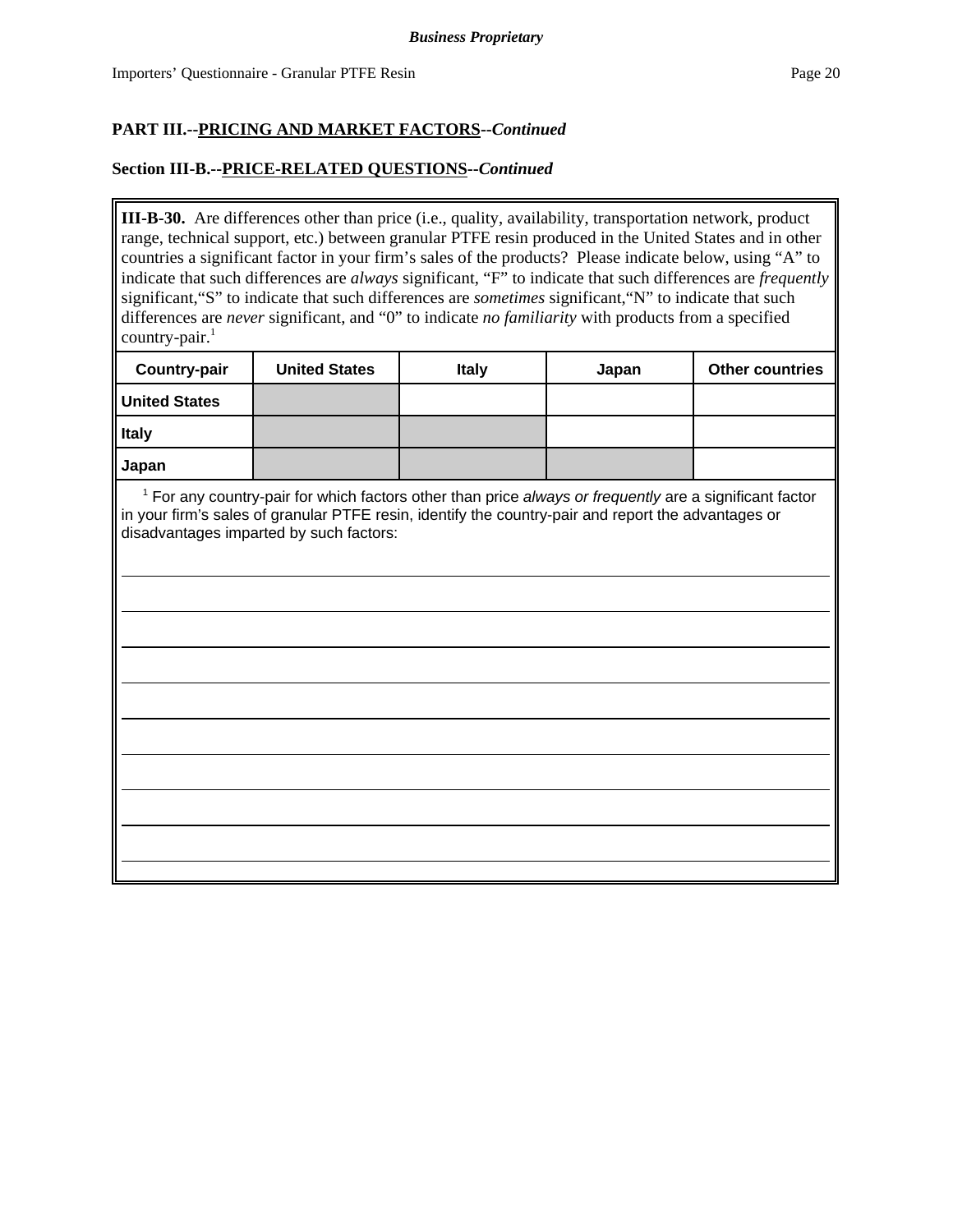**PART III.--PRICING AND MARKET FACTORS--*Continued***

**Section III-B.--PRICE-RELATED QUESTIONS--*Continued***

**III-B-30.** Are differences other than price (i.e., quality, availability, transportation network, product range, technical support, etc.) between granular PTFE resin produced in the United States and in other countries a significant factor in your firm's sales of the products? Please indicate below, using "A" to indicate that such differences are *always* significant, "F" to indicate that such differences are *frequently* significant,"S" to indicate that such differences are *sometimes* significant,"N" to indicate that such differences are *never* significant, and "0" to indicate *no familiarity* with products from a specified country-pair.[1]

| Country-pair | United States | Italy | Japan | Other countries |
|---|---|---|---|---|
| **United States** | | | | |
| **Italy** | | | | |
| **Japan** | | | | |

[1] For any country-pair for which factors other than price *always or frequently* are a significant factor in your firm's sales of granular PTFE resin, identify the country-pair and report the advantages or disadvantages imparted by such factors: